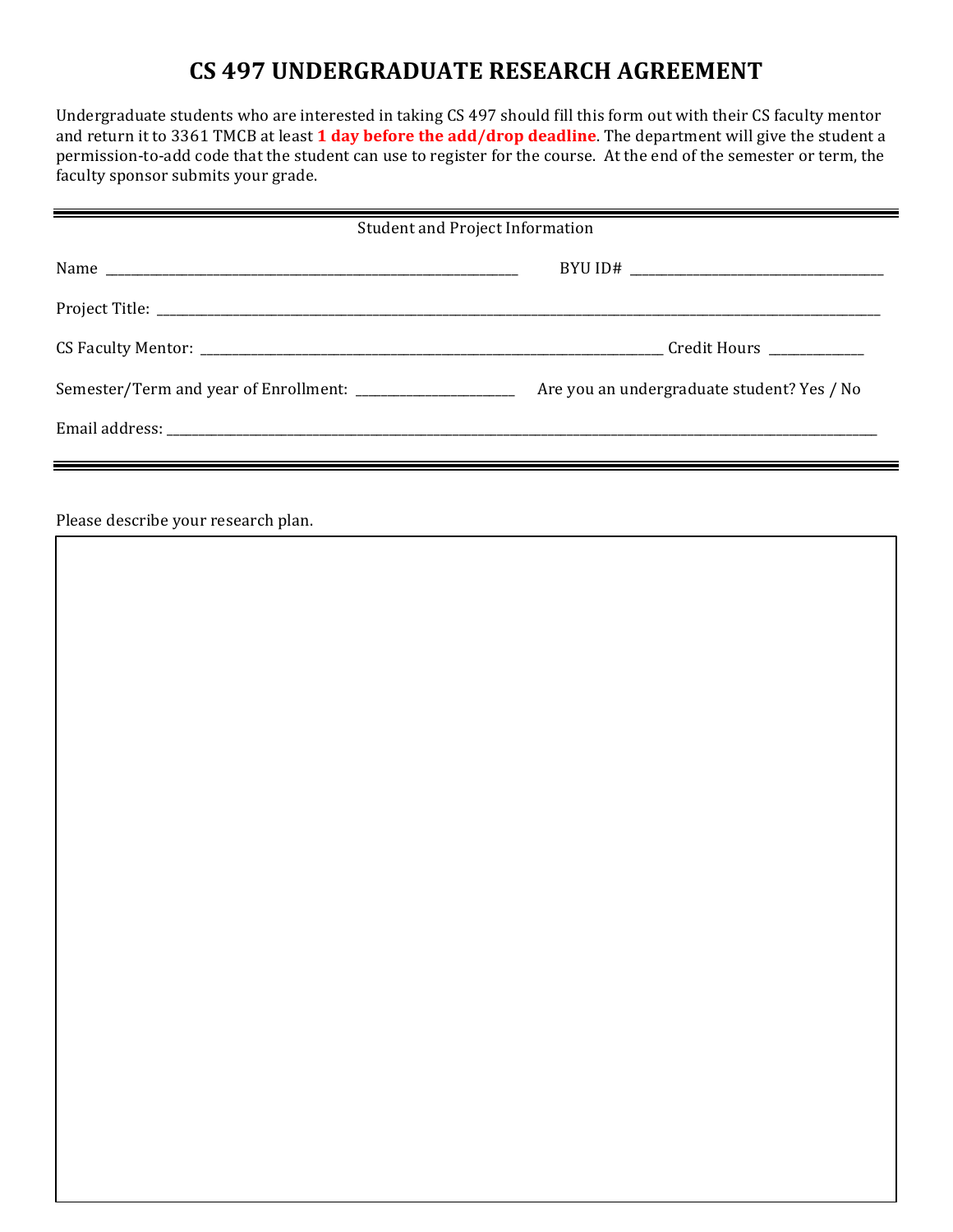# CS 497 UNDERGRADUATE RESEARCH AGREEMENT

Undergraduate students who are interested in taking CS 497 should fill this form out with their CS faculty mentor and return it to 3361 TMCB at least **1 day before the add/drop deadline**. The department will give the student a permission-to-add code that the student can use to register for the course. At the end of the semester or term, the faculty sponsor submits your grade.

---

Student and Project Information

Name ______________________________ BYU ID# ______________________________

Project Title: ______________________________

CS Faculty Mentor: ______________________________ Credit Hours __________

Semester/Term and year of Enrollment: ______________ Are you an undergraduate student? Yes / No

Email address: ______________________________

---

Please describe your research plan.

|   |
|---|
|   |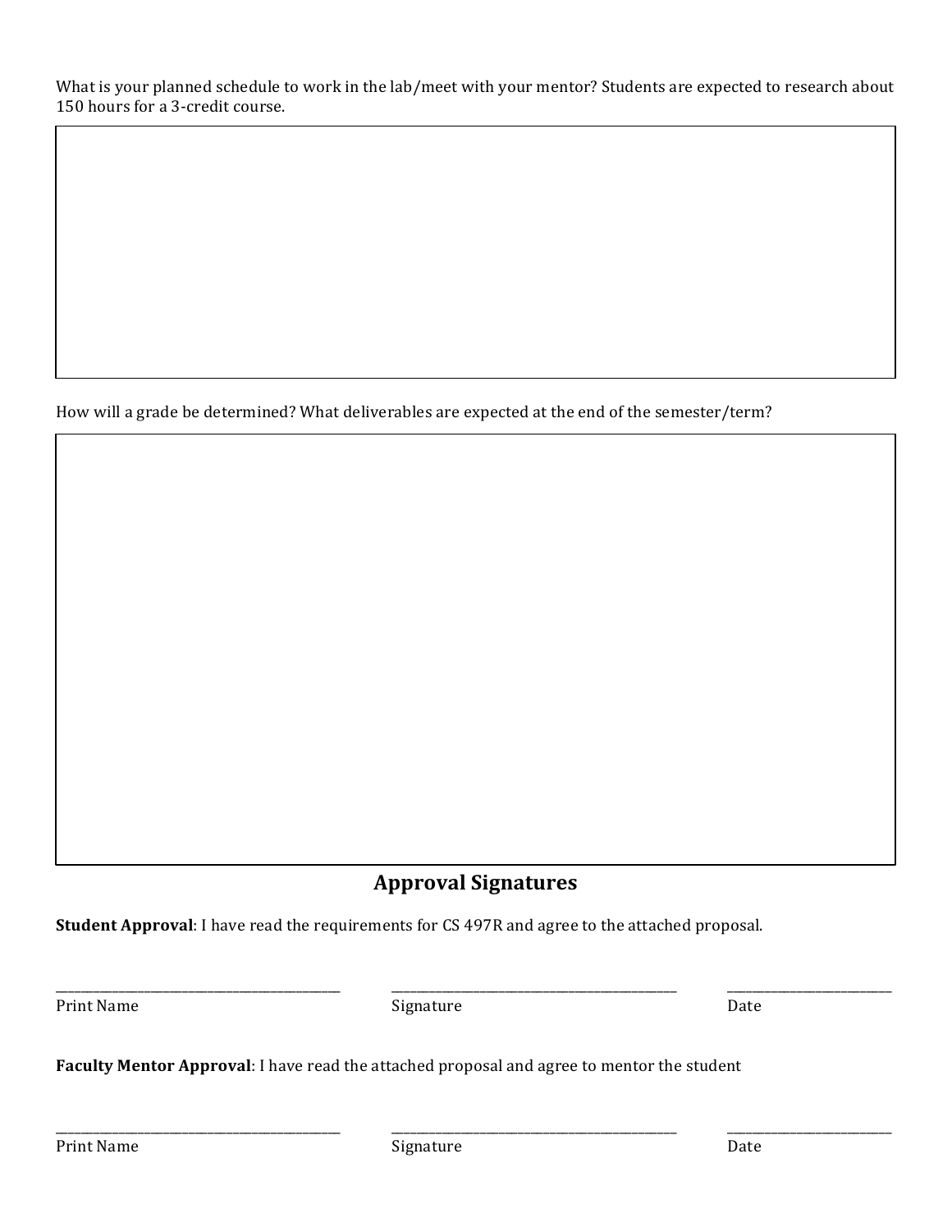What is your planned schedule to work in the lab/meet with your mentor? Students are expected to research about 150 hours for a 3-credit course.

How will a grade be determined? What deliverables are expected at the end of the semester/term?

## Approval Signatures

**Student Approval**: I have read the requirements for CS 497R and agree to the attached proposal.

| | | |
|---|---|---|
| _______________________________ | _______________________________ | _________________ |
| Print Name | Signature | Date |

**Faculty Mentor Approval**: I have read the attached proposal and agree to mentor the student

| | | |
|---|---|---|
| _______________________________ | _______________________________ | _________________ |
| Print Name | Signature | Date |